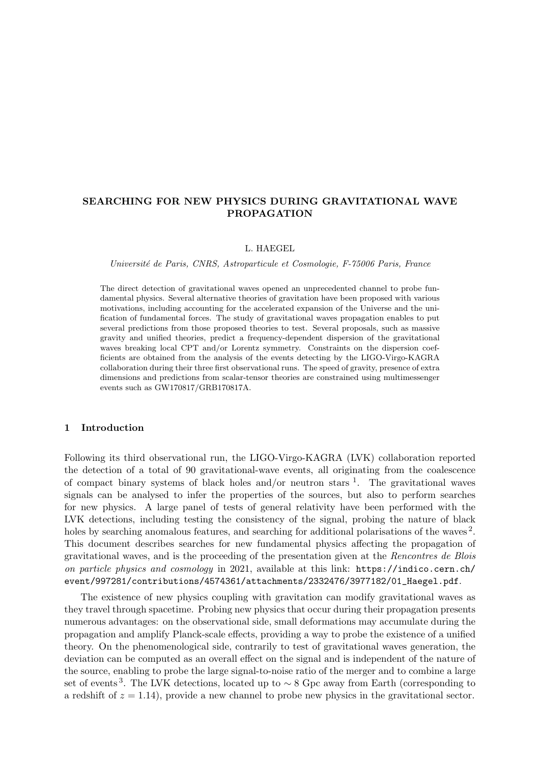# SEARCHING FOR NEW PHYSICS DURING GRAVITATIONAL WAVE PROPAGATION

L. HAEGEL

*Université de Paris, CNRS, Astroparticule et Cosmologie, F-75006 Paris, France*

The direct detection of gravitational waves opened an unprecedented channel to probe fundamental physics. Several alternative theories of gravitation have been proposed with various motivations, including accounting for the accelerated expansion of the Universe and the unification of fundamental forces. The study of gravitational waves propagation enables to put several predictions from those proposed theories to test. Several proposals, such as massive gravity and unified theories, predict a frequency-dependent dispersion of the gravitational waves breaking local CPT and/or Lorentz symmetry. Constraints on the dispersion coefficients are obtained from the analysis of the events detecting by the LIGO-Virgo-KAGRA collaboration during their three first observational runs. The speed of gravity, presence of extra dimensions and predictions from scalar-tensor theories are constrained using multimessenger events such as GW170817/GRB170817A.

## 1 Introduction

Following its third observational run, the LIGO-Virgo-KAGRA (LVK) collaboration reported the detection of a total of 90 gravitational-wave events, all originating from the coalescence of compact binary systems of black holes and/or neutron stars [1]. The gravitational waves signals can be analysed to infer the properties of the sources, but also to perform searches for new physics. A large panel of tests of general relativity have been performed with the LVK detections, including testing the consistency of the signal, probing the nature of black holes by searching anomalous features, and searching for additional polarisations of the waves [2]. This document describes searches for new fundamental physics affecting the propagation of gravitational waves, and is the proceeding of the presentation given at the *Rencontres de Blois on particle physics and cosmology* in 2021, available at this link: `https://indico.cern.ch/event/997281/contributions/4574361/attachments/2332476/3977182/01_Haegel.pdf`.

The existence of new physics coupling with gravitation can modify gravitational waves as they travel through spacetime. Probing new physics that occur during their propagation presents numerous advantages: on the observational side, small deformations may accumulate during the propagation and amplify Planck-scale effects, providing a way to probe the existence of a unified theory. On the phenomenological side, contrarily to test of gravitational waves generation, the deviation can be computed as an overall effect on the signal and is independent of the nature of the source, enabling to probe the large signal-to-noise ratio of the merger and to combine a large set of events [3]. The LVK detections, located up to $\sim 8$ Gpc away from Earth (corresponding to a redshift of $z = 1.14$), provide a new channel to probe new physics in the gravitational sector.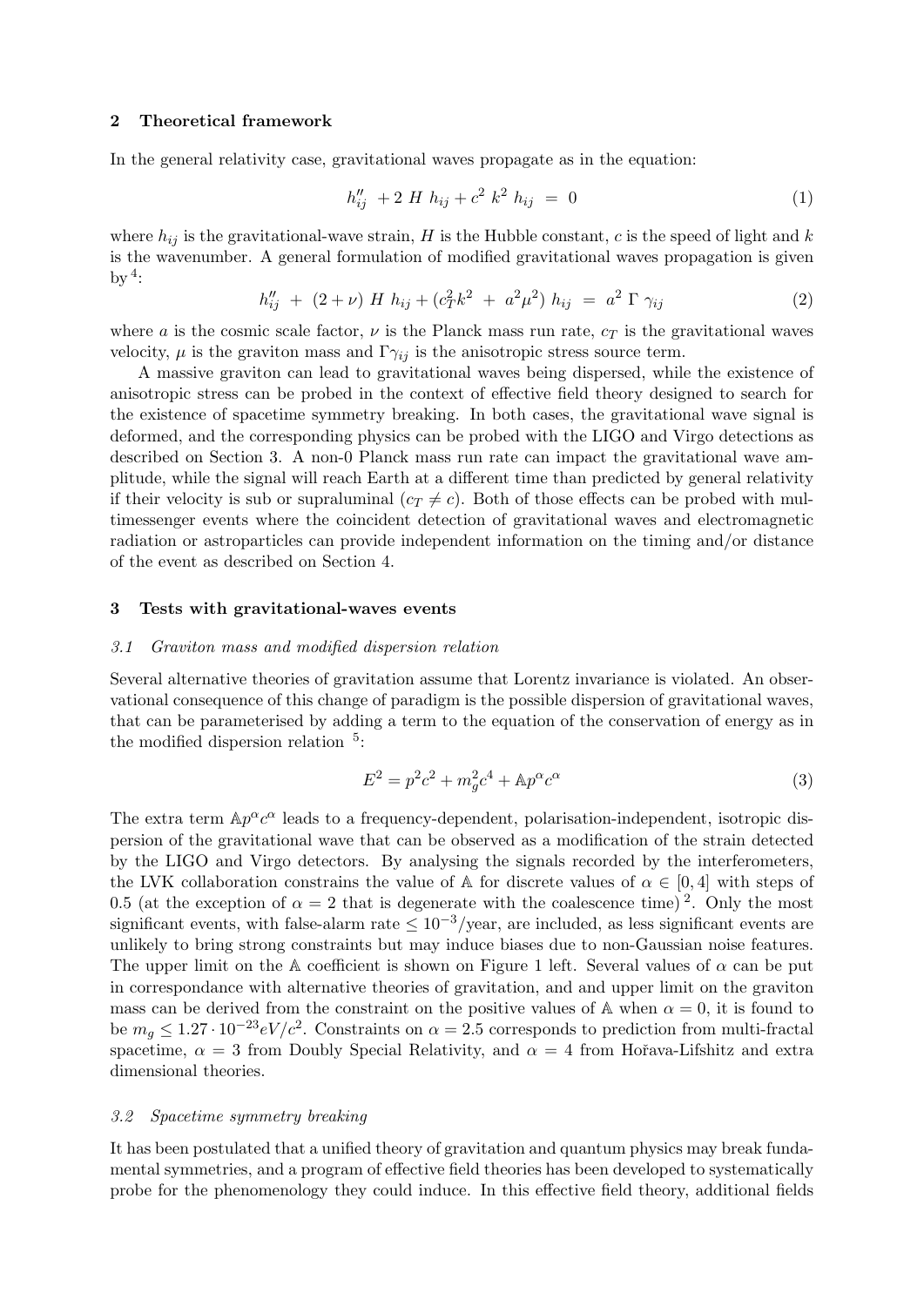## 2 Theoretical framework

In the general relativity case, gravitational waves propagate as in the equation:

$$h''_{ij} \; + 2 \; H \; h_{ij} + c^2 \; k^2 \; h_{ij} \; = \; 0 \tag{1}$$

where $h_{ij}$ is the gravitational-wave strain, $H$ is the Hubble constant, $c$ is the speed of light and $k$ is the wavenumber. A general formulation of modified gravitational waves propagation is given by [4]:

$$h''_{ij} \; + \; (2 + \nu) \; H \; h_{ij} + (c_T^2 k^2 \; + \; a^2 \mu^2) \; h_{ij} \; = \; a^2 \; \Gamma \; \gamma_{ij} \tag{2}$$

where $a$ is the cosmic scale factor, $\nu$ is the Planck mass run rate, $c_T$ is the gravitational waves velocity, $\mu$ is the graviton mass and $\Gamma \gamma_{ij}$ is the anisotropic stress source term.

A massive graviton can lead to gravitational waves being dispersed, while the existence of anisotropic stress can be probed in the context of effective field theory designed to search for the existence of spacetime symmetry breaking. In both cases, the gravitational wave signal is deformed, and the corresponding physics can be probed with the LIGO and Virgo detections as described on Section 3. A non-0 Planck mass run rate can impact the gravitational wave amplitude, while the signal will reach Earth at a different time than predicted by general relativity if their velocity is sub or supraluminal ($c_T \neq c$). Both of those effects can be probed with multimessenger events where the coincident detection of gravitational waves and electromagnetic radiation or astroparticles can provide independent information on the timing and/or distance of the event as described on Section 4.

## 3 Tests with gravitational-waves events

### *3.1 Graviton mass and modified dispersion relation*

Several alternative theories of gravitation assume that Lorentz invariance is violated. An observational consequence of this change of paradigm is the possible dispersion of gravitational waves, that can be parameterised by adding a term to the equation of the conservation of energy as in the modified dispersion relation [5]:

$$E^2 = p^2 c^2 + m_g^2 c^4 + \mathbb{A} p^\alpha c^\alpha \tag{3}$$

The extra term $\mathbb{A} p^\alpha c^\alpha$ leads to a frequency-dependent, polarisation-independent, isotropic dispersion of the gravitational wave that can be observed as a modification of the strain detected by the LIGO and Virgo detectors. By analysing the signals recorded by the interferometers, the LVK collaboration constrains the value of $\mathbb{A}$ for discrete values of $\alpha \in [0, 4]$ with steps of 0.5 (at the exception of $\alpha = 2$ that is degenerate with the coalescence time) [2]. Only the most significant events, with false-alarm rate $\leq 10^{-3}$/year, are included, as less significant events are unlikely to bring strong constraints but may induce biases due to non-Gaussian noise features. The upper limit on the $\mathbb{A}$ coefficient is shown on Figure 1 left. Several values of $\alpha$ can be put in correspondance with alternative theories of gravitation, and and upper limit on the graviton mass can be derived from the constraint on the positive values of $\mathbb{A}$ when $\alpha = 0$, it is found to be $m_g \leq 1.27 \cdot 10^{-23} eV/c^2$. Constraints on $\alpha = 2.5$ corresponds to prediction from multi-fractal spacetime, $\alpha = 3$ from Doubly Special Relativity, and $\alpha = 4$ from Hořava-Lifshitz and extra dimensional theories.

### *3.2 Spacetime symmetry breaking*

It has been postulated that a unified theory of gravitation and quantum physics may break fundamental symmetries, and a program of effective field theories has been developed to systematically probe for the phenomenology they could induce. In this effective field theory, additional fields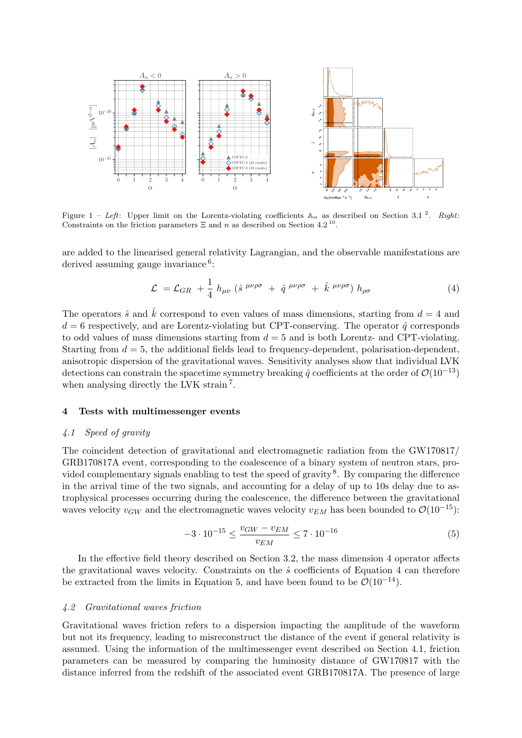Figure 1 – *Left*: Upper limit on the Lorentz-violating coefficients $\mathbb{A}_\alpha$ as described on Section 3.1 [2]. *Right*: Constraints on the friction parameters $\Xi$ and $n$ as described on Section 4.2 [10].

are added to the linearised general relativity Lagrangian, and the observable manifestations are derived assuming gauge invariance [6]:

$$\mathcal{L} = \mathcal{L}_{GR} + \frac{1}{4} h_{\mu\nu} \left( \hat{s}^{\ \mu\nu\rho\sigma} + \hat{q}^{\ \mu\nu\rho\sigma} + \hat{k}^{\ \mu\nu\rho\sigma} \right) h_{\rho\sigma} \tag{4}$$

The operators $\hat{s}$ and $\hat{k}$ correspond to even values of mass dimensions, starting from $d = 4$ and $d = 6$ respectively, and are Lorentz-violating but CPT-conserving. The operator $\hat{q}$ corresponds to odd values of mass dimensions starting from $d = 5$ and is both Lorentz- and CPT-violating. Starting from $d = 5$, the additional fields lead to frequency-dependent, polarisation-dependent, anisotropic dispersion of the gravitational waves. Sensitivity analyses show that individual LVK detections can constrain the spacetime symmetry breaking $\hat{q}$ coefficients at the order of $\mathcal{O}(10^{-13})$ when analysing directly the LVK strain [7].

## 4 Tests with multimessenger events

### *4.1 Speed of gravity*

The coincident detection of gravitational and electromagnetic radiation from the GW170817/GRB170817A event, corresponding to the coalescence of a binary system of neutron stars, provided complementary signals enabling to test the speed of gravity [8]. By comparing the difference in the arrival time of the two signals, and accounting for a delay of up to 10s delay due to astrophysical processes occurring during the coalescence, the difference between the gravitational waves velocity $v_{GW}$ and the electromagnetic waves velocity $v_{EM}$ has been bounded to $\mathcal{O}(10^{-15})$:

$$-3 \cdot 10^{-15} \leq \frac{v_{GW} - v_{EM}}{v_{EM}} \leq 7 \cdot 10^{-16} \tag{5}$$

In the effective field theory described on Section 3.2, the mass dimension 4 operator affects the gravitational waves velocity. Constraints on the $\hat{s}$ coefficients of Equation 4 can therefore be extracted from the limits in Equation 5, and have been found to be $\mathcal{O}(10^{-14})$.

### *4.2 Gravitational waves friction*

Gravitational waves friction refers to a dispersion impacting the amplitude of the waveform but not its frequency, leading to misreconstruct the distance of the event if general relativity is assumed. Using the information of the multimessenger event described on Section 4.1, friction parameters can be measured by comparing the luminosity distance of GW170817 with the distance inferred from the redshift of the associated event GRB170817A. The presence of large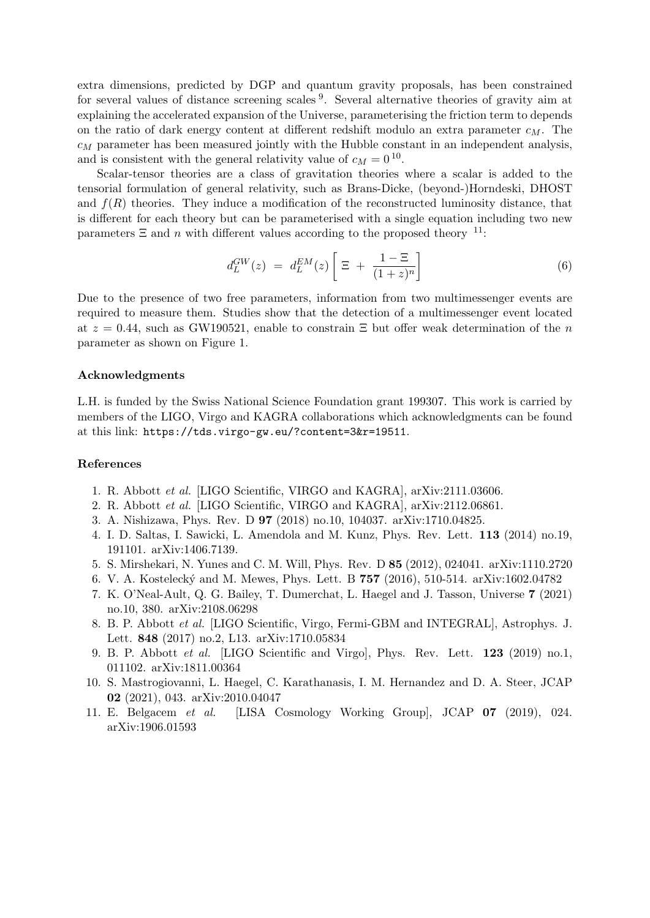extra dimensions, predicted by DGP and quantum gravity proposals, has been constrained for several values of distance screening scales [9]. Several alternative theories of gravity aim at explaining the accelerated expansion of the Universe, parameterising the friction term to depends on the ratio of dark energy content at different redshift modulo an extra parameter $c_M$. The $c_M$ parameter has been measured jointly with the Hubble constant in an independent analysis, and is consistent with the general relativity value of $c_M = 0$ [10].

Scalar-tensor theories are a class of gravitation theories where a scalar is added to the tensorial formulation of general relativity, such as Brans-Dicke, (beyond-)Horndeski, DHOST and $f(R)$ theories. They induce a modification of the reconstructed luminosity distance, that is different for each theory but can be parameterised with a single equation including two new parameters $\Xi$ and $n$ with different values according to the proposed theory [11]:

$$d_L^{GW}(z) \;=\; d_L^{EM}(z) \left[ \; \Xi \;+\; \frac{1-\Xi}{(1+z)^n} \right] \tag{6}$$

Due to the presence of two free parameters, information from two multimessenger events are required to measure them. Studies show that the detection of a multimessenger event located at $z = 0.44$, such as GW190521, enable to constrain $\Xi$ but offer weak determination of the $n$ parameter as shown on Figure 1.

## Acknowledgments

L.H. is funded by the Swiss National Science Foundation grant 199307. This work is carried by members of the LIGO, Virgo and KAGRA collaborations which acknowledgments can be found at this link: `https://tds.virgo-gw.eu/?content=3&r=19511`.

## References

1. R. Abbott *et al.* [LIGO Scientific, VIRGO and KAGRA], arXiv:2111.03606.
2. R. Abbott *et al.* [LIGO Scientific, VIRGO and KAGRA], arXiv:2112.06861.
3. A. Nishizawa, Phys. Rev. D **97** (2018) no.10, 104037. arXiv:1710.04825.
4. I. D. Saltas, I. Sawicki, L. Amendola and M. Kunz, Phys. Rev. Lett. **113** (2014) no.19, 191101. arXiv:1406.7139.
5. S. Mirshekari, N. Yunes and C. M. Will, Phys. Rev. D **85** (2012), 024041. arXiv:1110.2720
6. V. A. Kostelecký and M. Mewes, Phys. Lett. B **757** (2016), 510-514. arXiv:1602.04782
7. K. O'Neal-Ault, Q. G. Bailey, T. Dumerchat, L. Haegel and J. Tasson, Universe **7** (2021) no.10, 380. arXiv:2108.06298
8. B. P. Abbott *et al.* [LIGO Scientific, Virgo, Fermi-GBM and INTEGRAL], Astrophys. J. Lett. **848** (2017) no.2, L13. arXiv:1710.05834
9. B. P. Abbott *et al.* [LIGO Scientific and Virgo], Phys. Rev. Lett. **123** (2019) no.1, 011102. arXiv:1811.00364
10. S. Mastrogiovanni, L. Haegel, C. Karathanasis, I. M. Hernandez and D. A. Steer, JCAP **02** (2021), 043. arXiv:2010.04047
11. E. Belgacem *et al.* [LISA Cosmology Working Group], JCAP **07** (2019), 024. arXiv:1906.01593